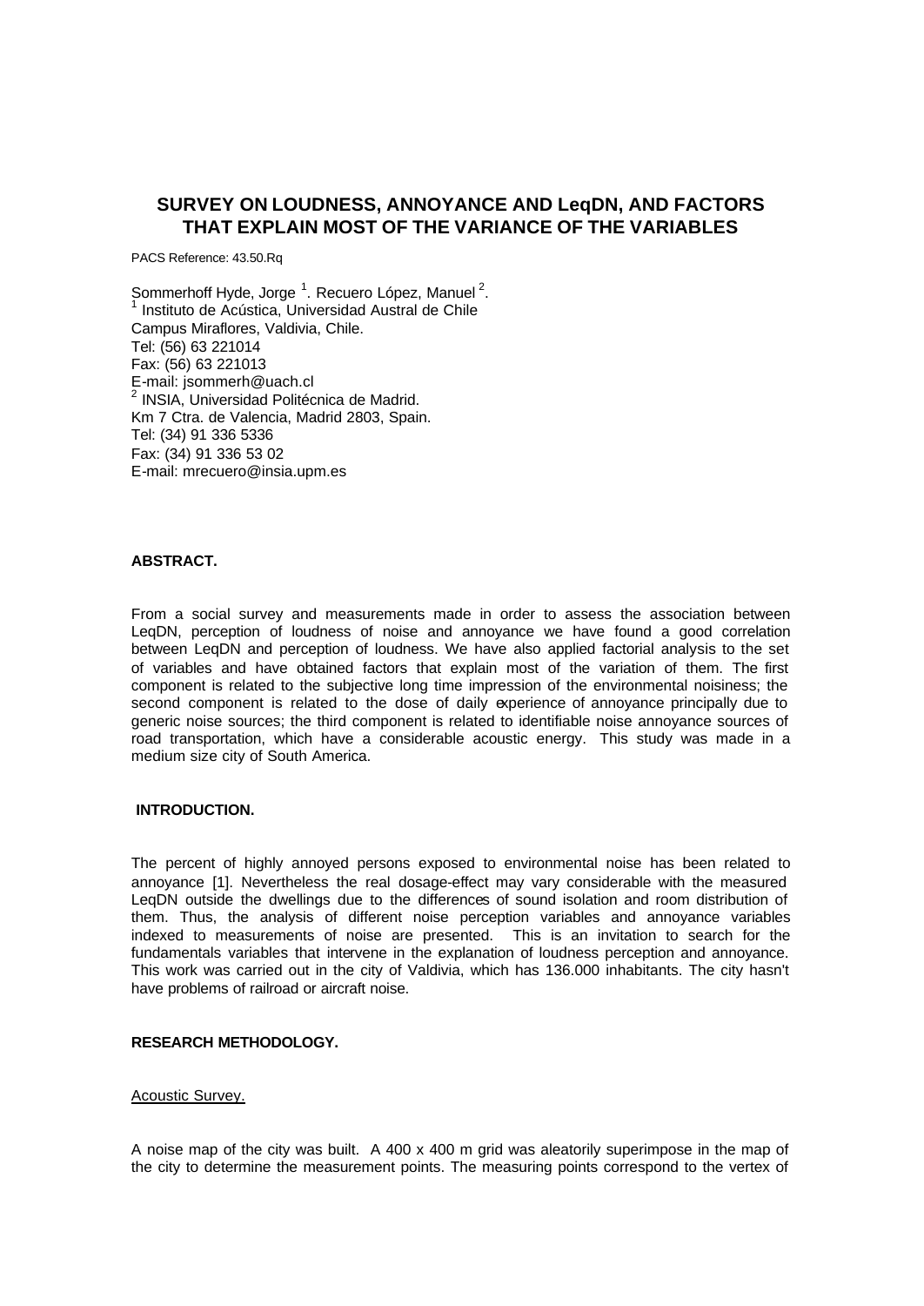# SURVEY ON LOUDNESS, ANNOYANCE AND LeqDN, AND FACTORS THAT EXPLAIN MOST OF THE VARIANCE OF THE VARIABLES

PACS Reference: 43.50.Rq

Sommerhoff Hyde, Jorge [1]. Recuero López, Manuel [2].
[1] Instituto de Acústica, Universidad Austral de Chile
Campus Miraflores, Valdivia, Chile.
Tel: (56) 63 221014
Fax: (56) 63 221013
E-mail: jsommerh@uach.cl
[2] INSIA, Universidad Politécnica de Madrid.
Km 7 Ctra. de Valencia, Madrid 2803, Spain.
Tel: (34) 91 336 5336
Fax: (34) 91 336 53 02
E-mail: mrecuero@insia.upm.es

### ABSTRACT.

From a social survey and measurements made in order to assess the association between LeqDN, perception of loudness of noise and annoyance we have found a good correlation between LeqDN and perception of loudness. We have also applied factorial analysis to the set of variables and have obtained factors that explain most of the variation of them. The first component is related to the subjective long time impression of the environmental noisiness; the second component is related to the dose of daily experience of annoyance principally due to generic noise sources; the third component is related to identifiable noise annoyance sources of road transportation, which have a considerable acoustic energy. This study was made in a medium size city of South America.

### INTRODUCTION.

The percent of highly annoyed persons exposed to environmental noise has been related to annoyance [1]. Nevertheless the real dosage-effect may vary considerable with the measured LeqDN outside the dwellings due to the differences of sound isolation and room distribution of them. Thus, the analysis of different noise perception variables and annoyance variables indexed to measurements of noise are presented. This is an invitation to search for the fundamentals variables that intervene in the explanation of loudness perception and annoyance. This work was carried out in the city of Valdivia, which has 136.000 inhabitants. The city hasn't have problems of railroad or aircraft noise.

### RESEARCH METHODOLOGY.

#### Acoustic Survey.

A noise map of the city was built. A 400 x 400 m grid was aleatorily superimpose in the map of the city to determine the measurement points. The measuring points correspond to the vertex of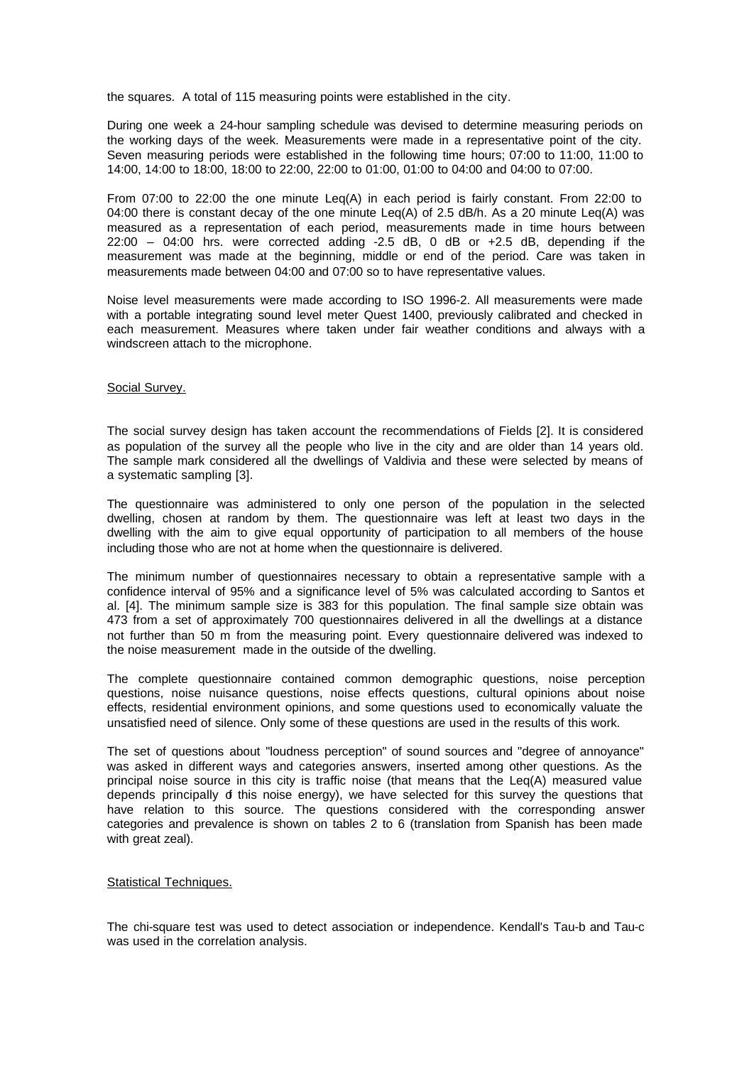the squares. A total of 115 measuring points were established in the city.

During one week a 24-hour sampling schedule was devised to determine measuring periods on the working days of the week. Measurements were made in a representative point of the city. Seven measuring periods were established in the following time hours; 07:00 to 11:00, 11:00 to 14:00, 14:00 to 18:00, 18:00 to 22:00, 22:00 to 01:00, 01:00 to 04:00 and 04:00 to 07:00.

From 07:00 to 22:00 the one minute Leq(A) in each period is fairly constant. From 22:00 to 04:00 there is constant decay of the one minute Leq(A) of 2.5 dB/h. As a 20 minute Leq(A) was measured as a representation of each period, measurements made in time hours between 22:00 – 04:00 hrs. were corrected adding -2.5 dB, 0 dB or +2.5 dB, depending if the measurement was made at the beginning, middle or end of the period. Care was taken in measurements made between 04:00 and 07:00 so to have representative values.

Noise level measurements were made according to ISO 1996-2. All measurements were made with a portable integrating sound level meter Quest 1400, previously calibrated and checked in each measurement. Measures where taken under fair weather conditions and always with a windscreen attach to the microphone.

Social Survey.

The social survey design has taken account the recommendations of Fields [2]. It is considered as population of the survey all the people who live in the city and are older than 14 years old. The sample mark considered all the dwellings of Valdivia and these were selected by means of a systematic sampling [3].

The questionnaire was administered to only one person of the population in the selected dwelling, chosen at random by them. The questionnaire was left at least two days in the dwelling with the aim to give equal opportunity of participation to all members of the house including those who are not at home when the questionnaire is delivered.

The minimum number of questionnaires necessary to obtain a representative sample with a confidence interval of 95% and a significance level of 5% was calculated according to Santos et al. [4]. The minimum sample size is 383 for this population. The final sample size obtain was 473 from a set of approximately 700 questionnaires delivered in all the dwellings at a distance not further than 50 m from the measuring point. Every questionnaire delivered was indexed to the noise measurement made in the outside of the dwelling.

The complete questionnaire contained common demographic questions, noise perception questions, noise nuisance questions, noise effects questions, cultural opinions about noise effects, residential environment opinions, and some questions used to economically valuate the unsatisfied need of silence. Only some of these questions are used in the results of this work.

The set of questions about "loudness perception" of sound sources and "degree of annoyance" was asked in different ways and categories answers, inserted among other questions. As the principal noise source in this city is traffic noise (that means that the Leq(A) measured value depends principally of this noise energy), we have selected for this survey the questions that have relation to this source. The questions considered with the corresponding answer categories and prevalence is shown on tables 2 to 6 (translation from Spanish has been made with great zeal).

Statistical Techniques.

The chi-square test was used to detect association or independence. Kendall's Tau-b and Tau-c was used in the correlation analysis.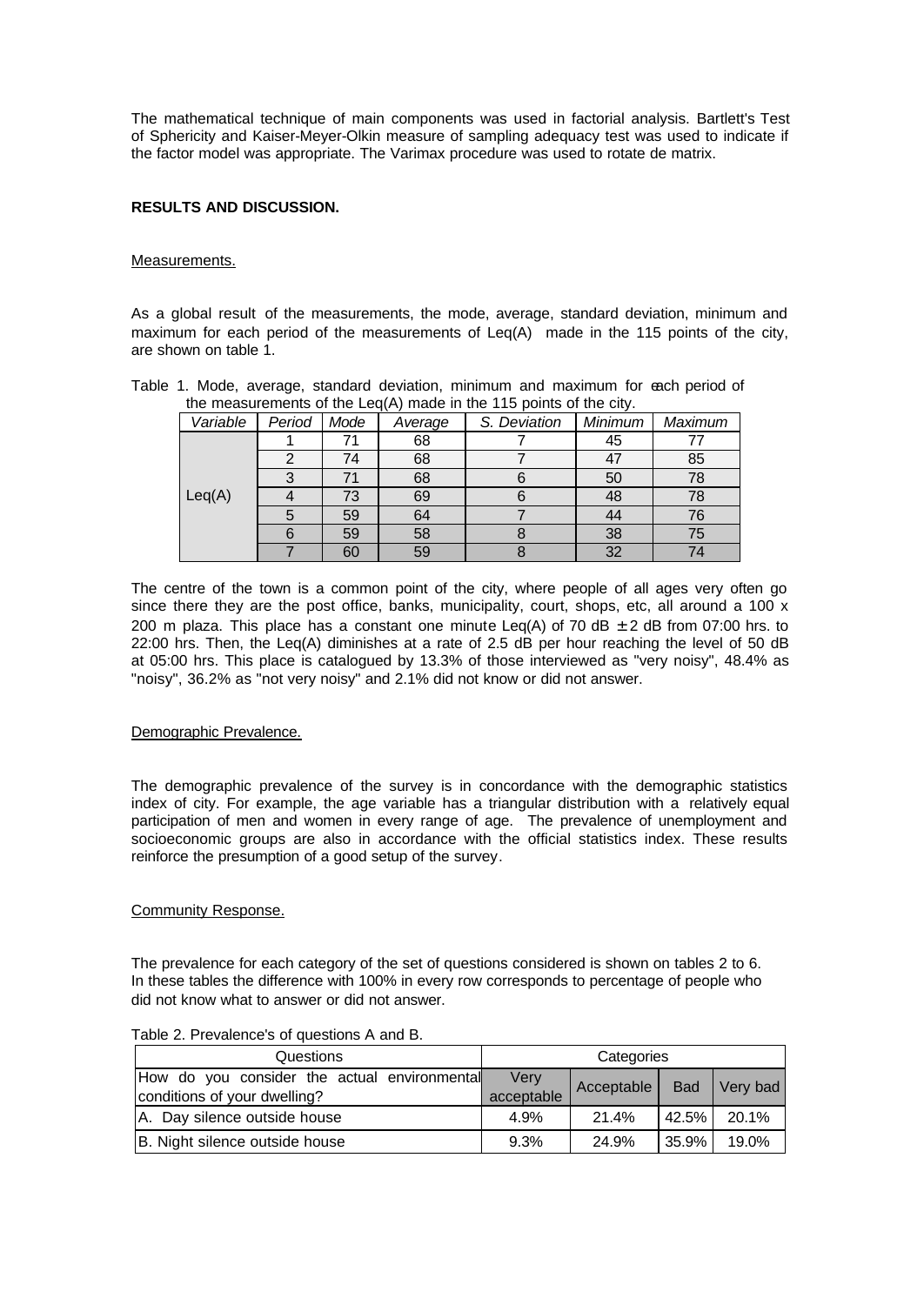The mathematical technique of main components was used in factorial analysis. Bartlett's Test of Sphericity and Kaiser-Meyer-Olkin measure of sampling adequacy test was used to indicate if the factor model was appropriate. The Varimax procedure was used to rotate de matrix.

## RESULTS AND DISCUSSION.

### Measurements.

As a global result of the measurements, the mode, average, standard deviation, minimum and maximum for each period of the measurements of Leq(A) made in the 115 points of the city, are shown on table 1.

Table 1. Mode, average, standard deviation, minimum and maximum for each period of the measurements of the Leq(A) made in the 115 points of the city.

| *Variable* | *Period* | *Mode* | *Average* | *S. Deviation* | *Minimum* | *Maximum* |
|---|---|---|---|---|---|---|
| Leq(A) | 1 | 71 | 68 | 7 | 45 | 77 |
| | 2 | 74 | 68 | 7 | 47 | 85 |
| | 3 | 71 | 68 | 6 | 50 | 78 |
| | 4 | 73 | 69 | 6 | 48 | 78 |
| | 5 | 59 | 64 | 7 | 44 | 76 |
| | 6 | 59 | 58 | 8 | 38 | 75 |
| | 7 | 60 | 59 | 8 | 32 | 74 |

The centre of the town is a common point of the city, where people of all ages very often go since there they are the post office, banks, municipality, court, shops, etc, all around a 100 x 200 m plaza. This place has a constant one minute Leq(A) of 70 dB ± 2 dB from 07:00 hrs. to 22:00 hrs. Then, the Leq(A) diminishes at a rate of 2.5 dB per hour reaching the level of 50 dB at 05:00 hrs. This place is catalogued by 13.3% of those interviewed as "very noisy", 48.4% as "noisy", 36.2% as "not very noisy" and 2.1% did not know or did not answer.

### Demographic Prevalence.

The demographic prevalence of the survey is in concordance with the demographic statistics index of city. For example, the age variable has a triangular distribution with a relatively equal participation of men and women in every range of age. The prevalence of unemployment and socioeconomic groups are also in accordance with the official statistics index. These results reinforce the presumption of a good setup of the survey.

### Community Response.

The prevalence for each category of the set of questions considered is shown on tables 2 to 6. In these tables the difference with 100% in every row corresponds to percentage of people who did not know what to answer or did not answer.

Table 2. Prevalence's of questions A and B.

| Questions | Categories | | | |
|---|---|---|---|---|
| How do you consider the actual environmental conditions of your dwelling? | Very acceptable | Acceptable | Bad | Very bad |
| A. Day silence outside house | 4.9% | 21.4% | 42.5% | 20.1% |
| B. Night silence outside house | 9.3% | 24.9% | 35.9% | 19.0% |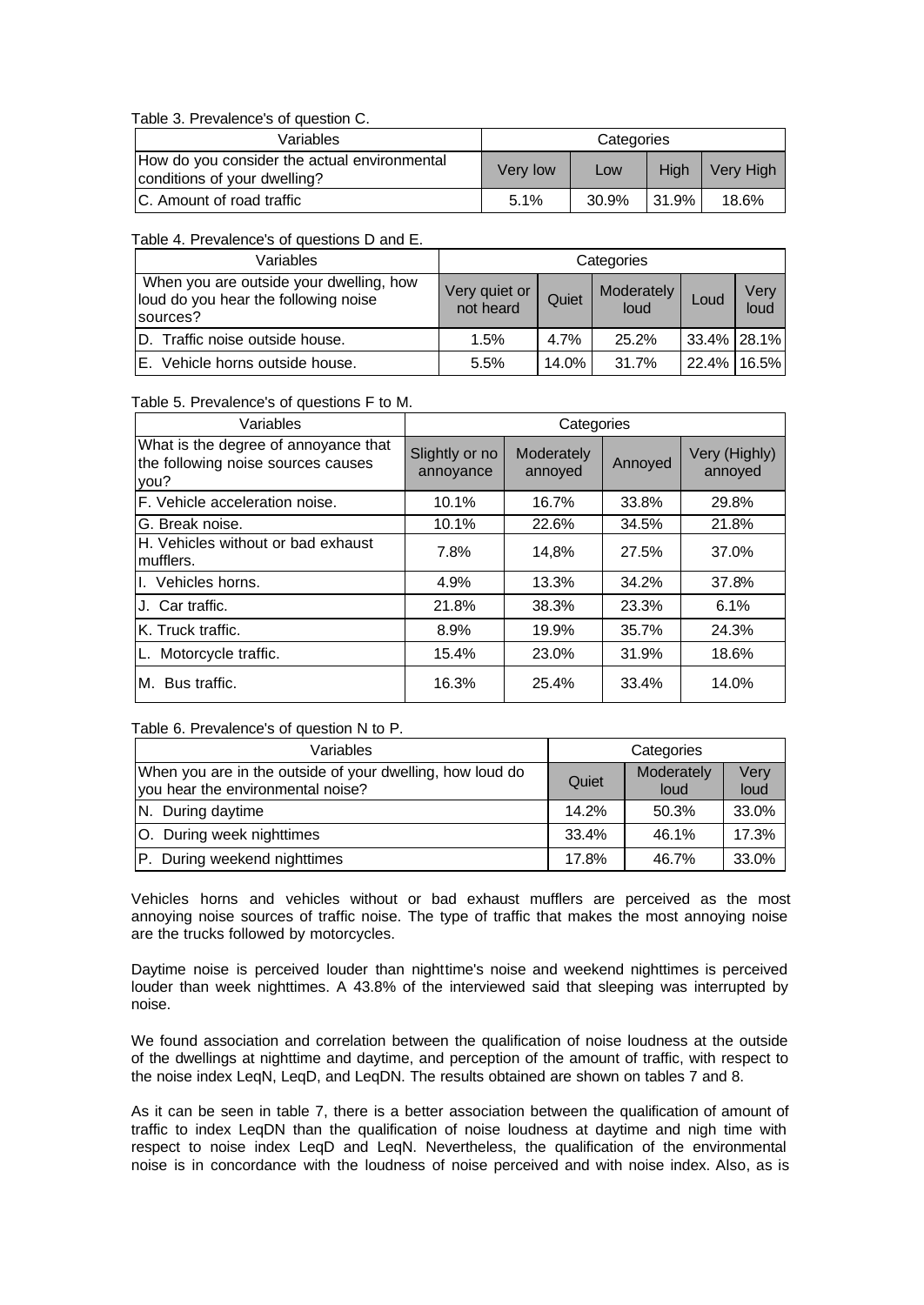Table 3. Prevalence's of question C.

| Variables | Categories | | | |
|---|---|---|---|---|
| How do you consider the actual environmental conditions of your dwelling? | Very low | Low | High | Very High |
| C. Amount of road traffic | 5.1% | 30.9% | 31.9% | 18.6% |

Table 4. Prevalence's of questions D and E.

| Variables | Categories | | | | |
|---|---|---|---|---|---|
| When you are outside your dwelling, how loud do you hear the following noise sources? | Very quiet or not heard | Quiet | Moderately loud | Loud | Very loud |
| D. Traffic noise outside house. | 1.5% | 4.7% | 25.2% | 33.4% | 28.1% |
| E. Vehicle horns outside house. | 5.5% | 14.0% | 31.7% | 22.4% | 16.5% |

Table 5. Prevalence's of questions F to M.

| Variables | Categories | | | |
|---|---|---|---|---|
| What is the degree of annoyance that the following noise sources causes you? | Slightly or no annoyance | Moderately annoyed | Annoyed | Very (Highly) annoyed |
| F. Vehicle acceleration noise. | 10.1% | 16.7% | 33.8% | 29.8% |
| G. Break noise. | 10.1% | 22.6% | 34.5% | 21.8% |
| H. Vehicles without or bad exhaust mufflers. | 7.8% | 14,8% | 27.5% | 37.0% |
| I. Vehicles horns. | 4.9% | 13.3% | 34.2% | 37.8% |
| J. Car traffic. | 21.8% | 38.3% | 23.3% | 6.1% |
| K. Truck traffic. | 8.9% | 19.9% | 35.7% | 24.3% |
| L. Motorcycle traffic. | 15.4% | 23.0% | 31.9% | 18.6% |
| M. Bus traffic. | 16.3% | 25.4% | 33.4% | 14.0% |

Table 6. Prevalence's of question N to P.

| Variables | Categories | | |
|---|---|---|---|
| When you are in the outside of your dwelling, how loud do you hear the environmental noise? | Quiet | Moderately loud | Very loud |
| N. During daytime | 14.2% | 50.3% | 33.0% |
| O. During week nighttimes | 33.4% | 46.1% | 17.3% |
| P. During weekend nighttimes | 17.8% | 46.7% | 33.0% |

Vehicles horns and vehicles without or bad exhaust mufflers are perceived as the most annoying noise sources of traffic noise. The type of traffic that makes the most annoying noise are the trucks followed by motorcycles.

Daytime noise is perceived louder than nighttime's noise and weekend nighttimes is perceived louder than week nighttimes. A 43.8% of the interviewed said that sleeping was interrupted by noise.

We found association and correlation between the qualification of noise loudness at the outside of the dwellings at nighttime and daytime, and perception of the amount of traffic, with respect to the noise index LeqN, LeqD, and LeqDN. The results obtained are shown on tables 7 and 8.

As it can be seen in table 7, there is a better association between the qualification of amount of traffic to index LeqDN than the qualification of noise loudness at daytime and nigh time with respect to noise index LeqD and LeqN. Nevertheless, the qualification of the environmental noise is in concordance with the loudness of noise perceived and with noise index. Also, as is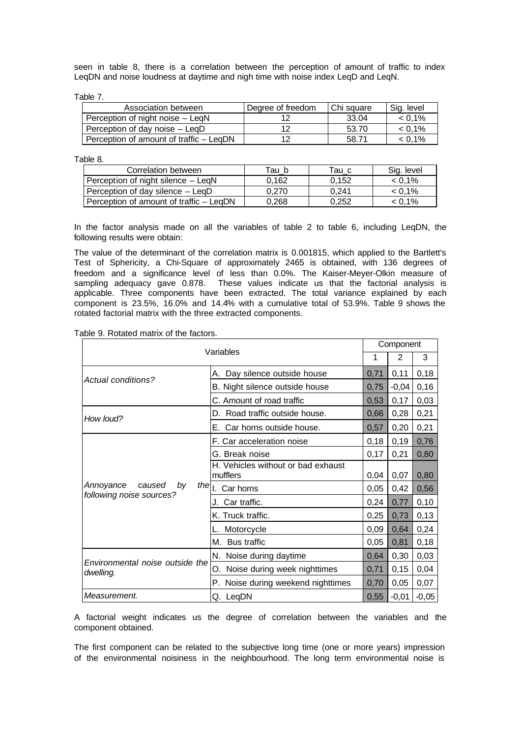seen in table 8, there is a correlation between the perception of amount of traffic to index LeqDN and noise loudness at daytime and nigh time with noise index LeqD and LeqN.

Table 7.

| Association between | Degree of freedom | Chi square | Sig. level |
|---|---|---|---|
| Perception of night noise – LeqN | 12 | 33.04 | < 0,1% |
| Perception of day noise – LeqD | 12 | 53.70 | < 0,1% |
| Perception of amount of traffic – LeqDN | 12 | 58.71 | < 0,1% |

Table 8.

| Correlation between | Tau_b | Tau_c | Sig. level |
|---|---|---|---|
| Perception of night silence – LeqN | 0,162 | 0,152 | < 0,1% |
| Perception of day silence – LeqD | 0,270 | 0,241 | < 0,1% |
| Perception of amount of traffic – LeqDN | 0,268 | 0,252 | < 0,1% |

In the factor analysis made on all the variables of table 2 to table 6, including LeqDN, the following results were obtain:

The value of the determinant of the correlation matrix is 0.001815, which applied to the Bartlett's Test of Sphericity, a Chi-Square of approximately 2465 is obtained, with 136 degrees of freedom and a significance level of less than 0.0%. The Kaiser-Meyer-Olkin measure of sampling adequacy gave 0.878. These values indicate us that the factorial analysis is applicable. Three components have been extracted. The total variance explained by each component is 23.5%, 16.0% and 14.4% with a cumulative total of 53.9%. Table 9 shows the rotated factorial matrix with the three extracted components.

Table 9. Rotated matrix of the factors.

| Variables | | Component | | |
|---|---|---|---|---|
| | | 1 | 2 | 3 |
| *Actual conditions?* | A. Day silence outside house | 0,71 | 0,11 | 0,18 |
| | B. Night silence outside house | 0,75 | -0,04 | 0,16 |
| | C. Amount of road traffic | 0,53 | 0,17 | 0,03 |
| *How loud?* | D. Road traffic outside house. | 0,66 | 0,28 | 0,21 |
| | E. Car horns outside house. | 0,57 | 0,20 | 0,21 |
| *Annoyance caused by the following noise sources?* | F. Car acceleration noise | 0,18 | 0,19 | 0,76 |
| | G. Break noise | 0,17 | 0,21 | 0,80 |
| | H. Vehicles without or bad exhaust mufflers | 0,04 | 0,07 | 0,80 |
| | I. Car horns | 0,05 | 0,42 | 0,56 |
| | J. Car traffic. | 0,24 | 0,77 | 0,10 |
| | K. Truck traffic. | 0,25 | 0,73 | 0,13 |
| | L. Motorcycle | 0,09 | 0,64 | 0,24 |
| | M. Bus traffic | 0,05 | 0,81 | 0,18 |
| *Environmental noise outside the dwelling.* | N. Noise during daytime | 0,64 | 0,30 | 0,03 |
| | O. Noise during week nighttimes | 0,71 | 0,15 | 0,04 |
| | P. Noise during weekend nighttimes | 0,70 | 0,05 | 0,07 |
| *Measurement.* | Q. LeqDN | 0,55 | -0,01 | -0,05 |

A factorial weight indicates us the degree of correlation between the variables and the component obtained.

The first component can be related to the subjective long time (one or more years) impression of the environmental noisiness in the neighbourhood. The long term environmental noise is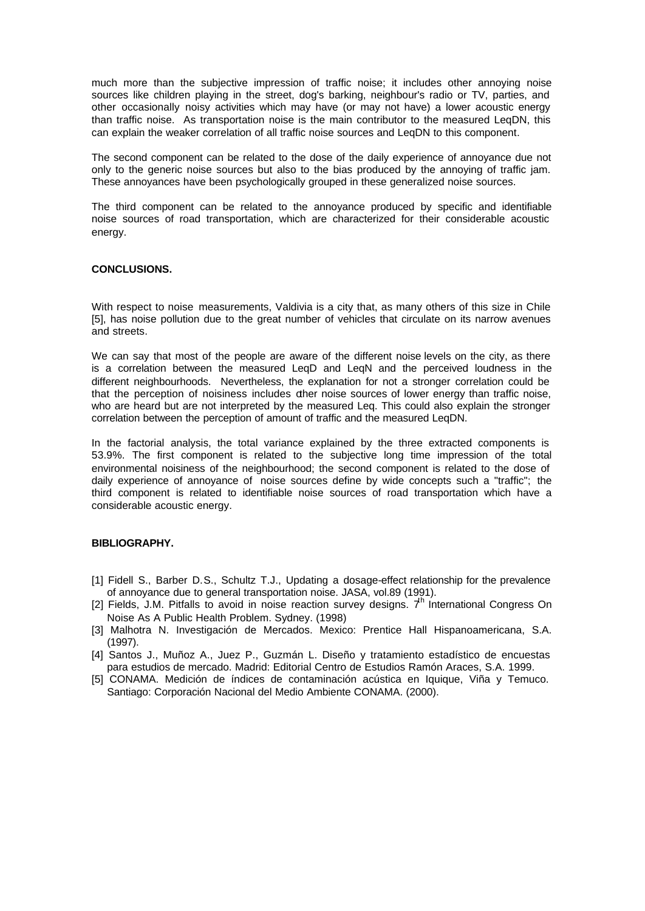much more than the subjective impression of traffic noise; it includes other annoying noise sources like children playing in the street, dog's barking, neighbour's radio or TV, parties, and other occasionally noisy activities which may have (or may not have) a lower acoustic energy than traffic noise. As transportation noise is the main contributor to the measured LeqDN, this can explain the weaker correlation of all traffic noise sources and LeqDN to this component.

The second component can be related to the dose of the daily experience of annoyance due not only to the generic noise sources but also to the bias produced by the annoying of traffic jam. These annoyances have been psychologically grouped in these generalized noise sources.

The third component can be related to the annoyance produced by specific and identifiable noise sources of road transportation, which are characterized for their considerable acoustic energy.

**CONCLUSIONS.**

With respect to noise measurements, Valdivia is a city that, as many others of this size in Chile [5], has noise pollution due to the great number of vehicles that circulate on its narrow avenues and streets.

We can say that most of the people are aware of the different noise levels on the city, as there is a correlation between the measured LeqD and LeqN and the perceived loudness in the different neighbourhoods. Nevertheless, the explanation for not a stronger correlation could be that the perception of noisiness includes other noise sources of lower energy than traffic noise, who are heard but are not interpreted by the measured Leq. This could also explain the stronger correlation between the perception of amount of traffic and the measured LeqDN.

In the factorial analysis, the total variance explained by the three extracted components is 53.9%. The first component is related to the subjective long time impression of the total environmental noisiness of the neighbourhood; the second component is related to the dose of daily experience of annoyance of noise sources define by wide concepts such a "traffic"; the third component is related to identifiable noise sources of road transportation which have a considerable acoustic energy.

**BIBLIOGRAPHY.**

[1] Fidell S., Barber D.S., Schultz T.J., Updating a dosage-effect relationship for the prevalence of annoyance due to general transportation noise. JASA, vol.89 (1991).
[2] Fields, J.M. Pitfalls to avoid in noise reaction survey designs. 7th International Congress On Noise As A Public Health Problem. Sydney. (1998)
[3] Malhotra N. Investigación de Mercados. Mexico: Prentice Hall Hispanoamericana, S.A. (1997).
[4] Santos J., Muñoz A., Juez P., Guzmán L. Diseño y tratamiento estadístico de encuestas para estudios de mercado. Madrid: Editorial Centro de Estudios Ramón Araces, S.A. 1999.
[5] CONAMA. Medición de índices de contaminación acústica en Iquique, Viña y Temuco. Santiago: Corporación Nacional del Medio Ambiente CONAMA. (2000).